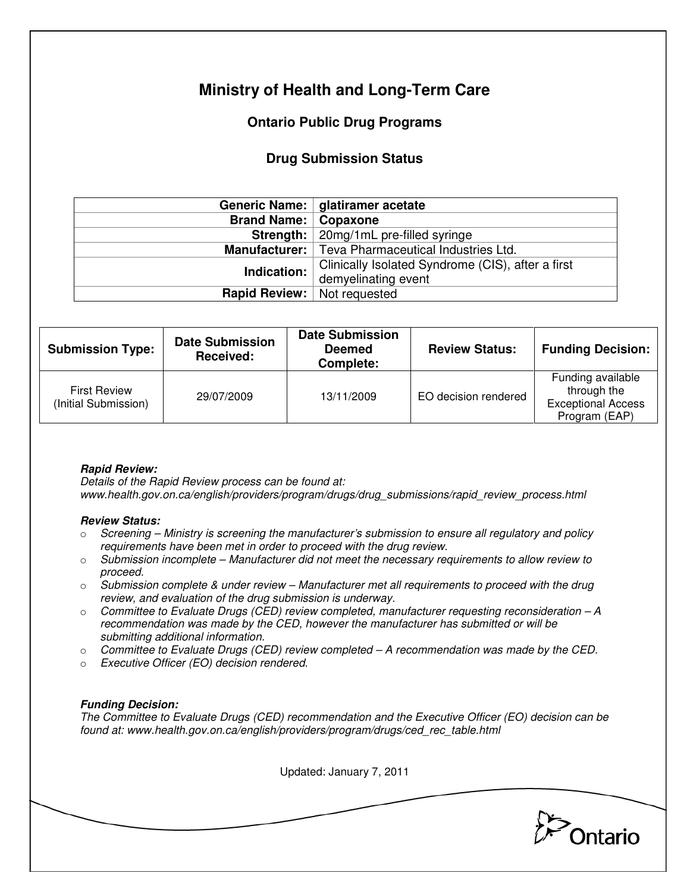# Ministry of Health and Long-Term Care

## Ontario Public Drug Programs

### Drug Submission Status

| | |
|---|---|
| **Generic Name:** | **glatiramer acetate** |
| **Brand Name:** | **Copaxone** |
| **Strength:** | 20mg/1mL pre-filled syringe |
| **Manufacturer:** | Teva Pharmaceutical Industries Ltd. |
| **Indication:** | Clinically Isolated Syndrome (CIS), after a first demyelinating event |
| **Rapid Review:** | Not requested |

| Submission Type: | Date Submission Received: | Date Submission Deemed Complete: | Review Status: | Funding Decision: |
|---|---|---|---|---|
| First Review (Initial Submission) | 29/07/2009 | 13/11/2009 | EO decision rendered | Funding available through the Exceptional Access Program (EAP) |

***Rapid Review:***
*Details of the Rapid Review process can be found at:*
*www.health.gov.on.ca/english/providers/program/drugs/drug_submissions/rapid_review_process.html*

***Review Status:***

- *Screening – Ministry is screening the manufacturer's submission to ensure all regulatory and policy requirements have been met in order to proceed with the drug review.*
- *Submission incomplete – Manufacturer did not meet the necessary requirements to allow review to proceed.*
- *Submission complete & under review – Manufacturer met all requirements to proceed with the drug review, and evaluation of the drug submission is underway.*
- *Committee to Evaluate Drugs (CED) review completed, manufacturer requesting reconsideration – A recommendation was made by the CED, however the manufacturer has submitted or will be submitting additional information.*
- *Committee to Evaluate Drugs (CED) review completed – A recommendation was made by the CED.*
- *Executive Officer (EO) decision rendered.*

***Funding Decision:***
*The Committee to Evaluate Drugs (CED) recommendation and the Executive Officer (EO) decision can be found at: www.health.gov.on.ca/english/providers/program/drugs/ced_rec_table.html*

Updated: January 7, 2011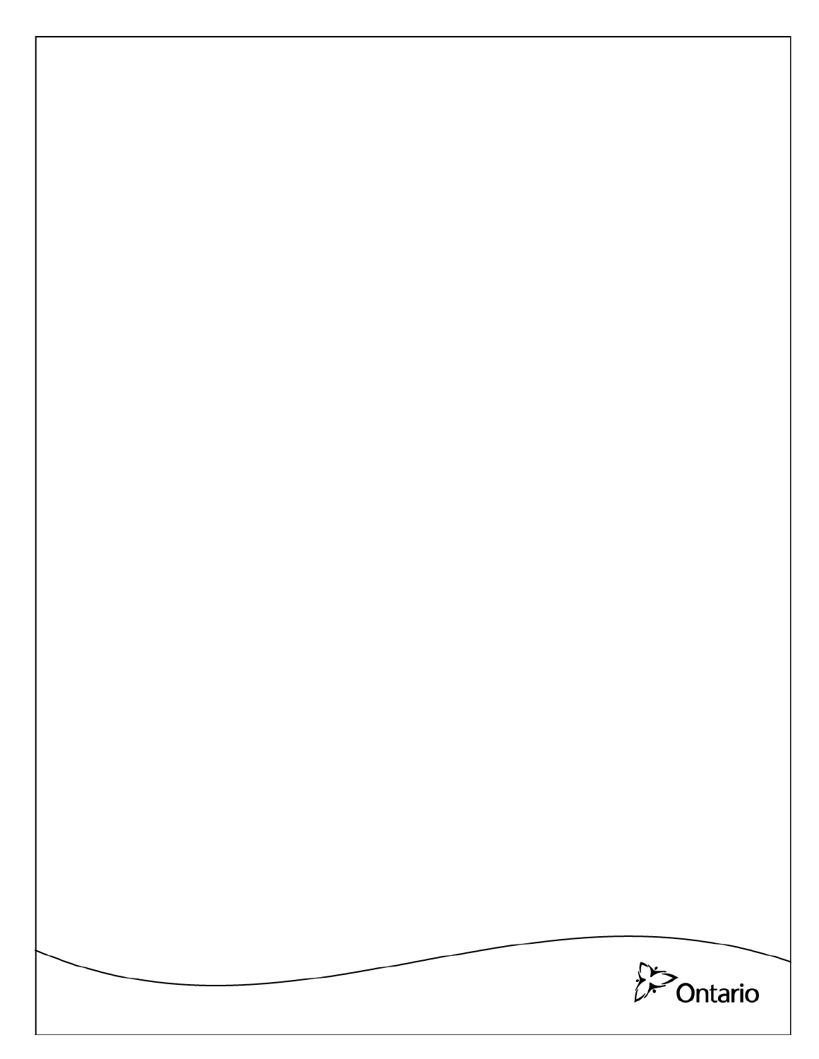Ontario